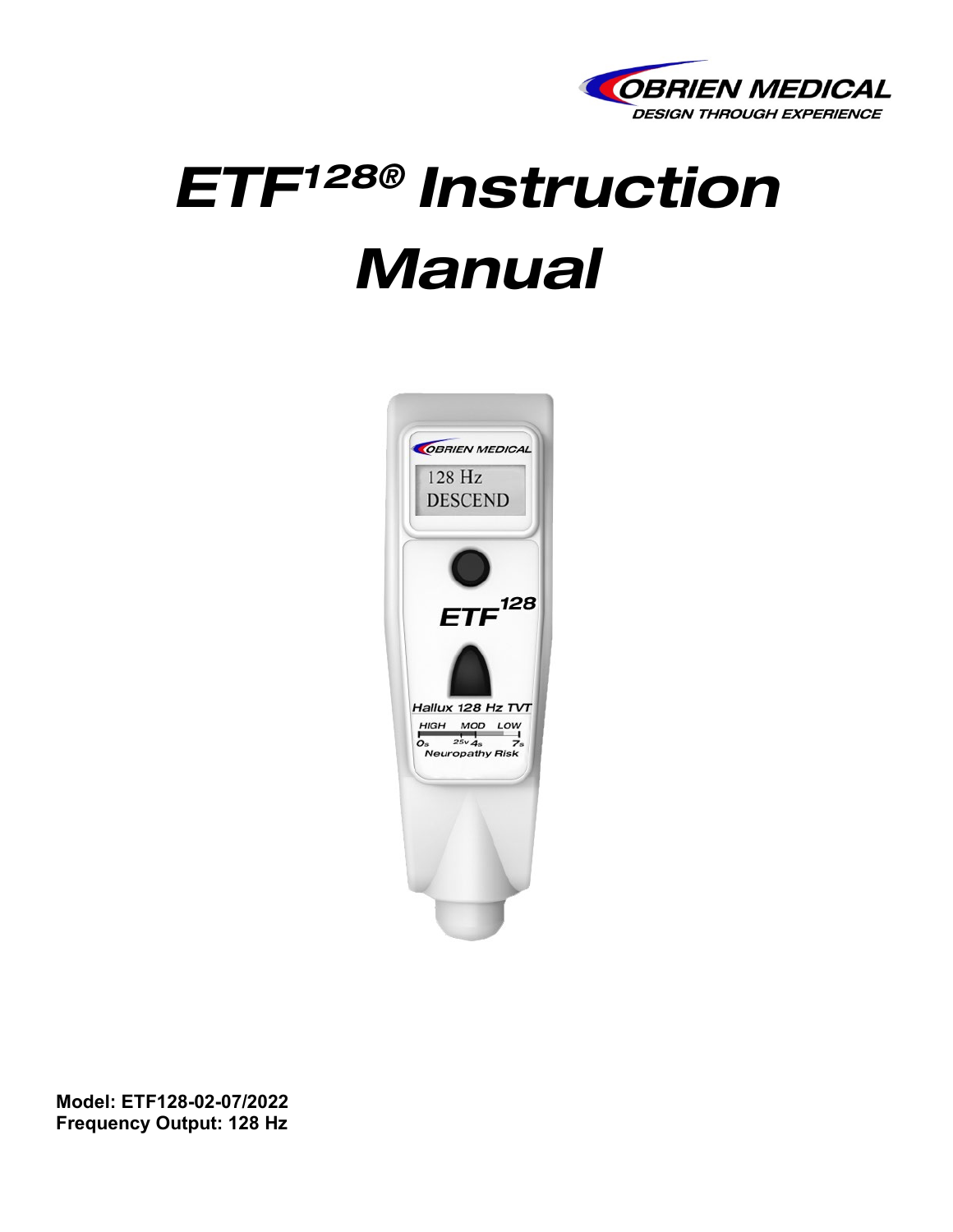OBRIEN MEDICAL

DESIGN THROUGH EXPERIENCE

# ETF[128]® Instruction Manual

**Model: ETF128-02-07/2022**
**Frequency Output: 128 Hz**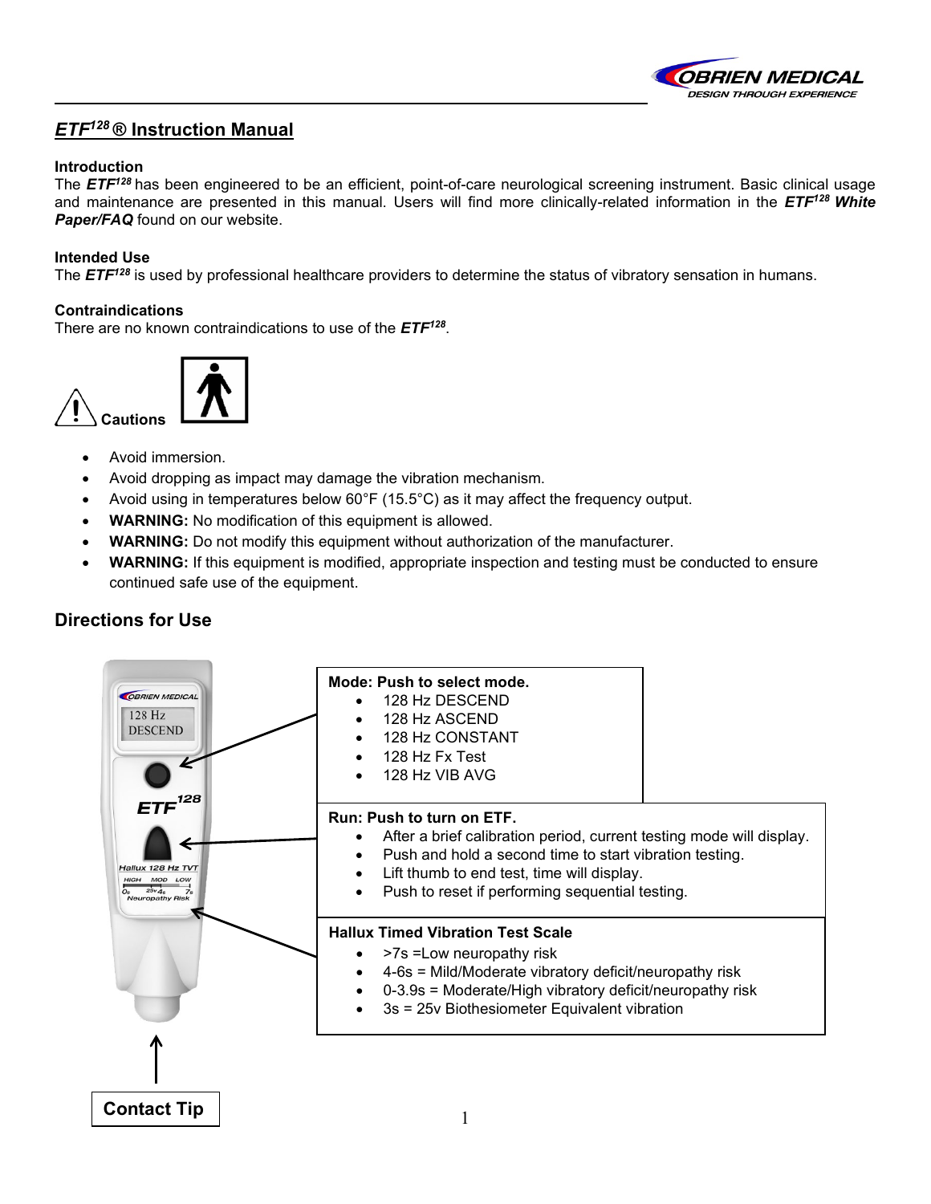## *ETF*[128] ® Instruction Manual

**Introduction**

The ***ETF***[128] has been engineered to be an efficient, point-of-care neurological screening instrument. Basic clinical usage and maintenance are presented in this manual. Users will find more clinically-related information in the ***ETF***[128] ***White Paper/FAQ*** found on our website.

**Intended Use**

The ***ETF***[128] is used by professional healthcare providers to determine the status of vibratory sensation in humans.

**Contraindications**

There are no known contraindications to use of the ***ETF***[128].

**Cautions**

- Avoid immersion.
- Avoid dropping as impact may damage the vibration mechanism.
- Avoid using in temperatures below 60°F (15.5°C) as it may affect the frequency output.
- **WARNING:** No modification of this equipment is allowed.
- **WARNING:** Do not modify this equipment without authorization of the manufacturer.
- **WARNING:** If this equipment is modified, appropriate inspection and testing must be conducted to ensure continued safe use of the equipment.

## Directions for Use

**Mode: Push to select mode.**

- 128 Hz DESCEND
- 128 Hz ASCEND
- 128 Hz CONSTANT
- 128 Hz Fx Test
- 128 Hz VIB AVG

**Run: Push to turn on ETF.**

- After a brief calibration period, current testing mode will display.
- Push and hold a second time to start vibration testing.
- Lift thumb to end test, time will display.
- Push to reset if performing sequential testing.

**Hallux Timed Vibration Test Scale**

- >7s =Low neuropathy risk
- 4-6s = Mild/Moderate vibratory deficit/neuropathy risk
- 0-3.9s = Moderate/High vibratory deficit/neuropathy risk
- 3s = 25v Biothesiometer Equivalent vibration

**Contact Tip**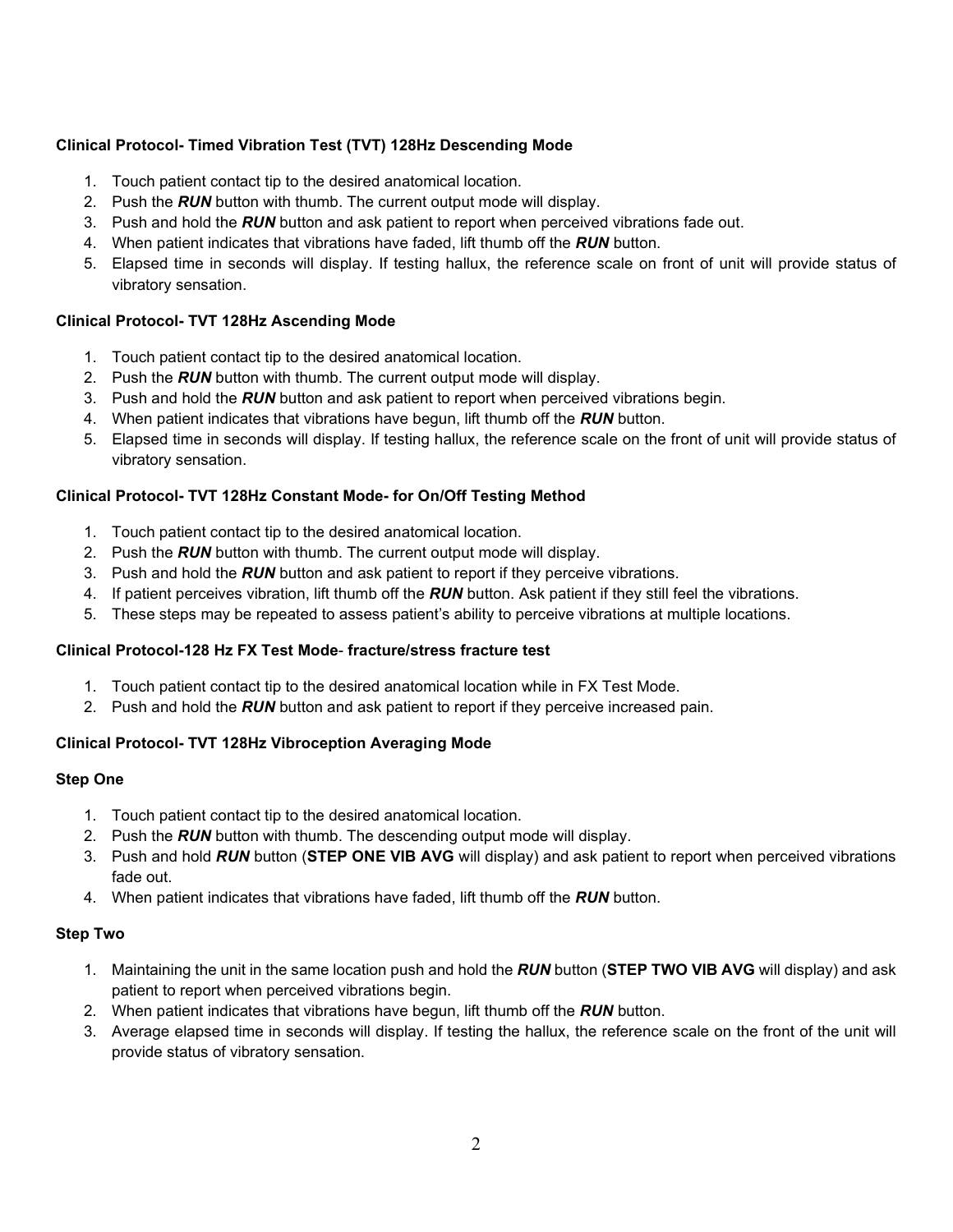### Clinical Protocol- Timed Vibration Test (TVT) 128Hz Descending Mode

1. Touch patient contact tip to the desired anatomical location.
2. Push the ***RUN*** button with thumb. The current output mode will display.
3. Push and hold the ***RUN*** button and ask patient to report when perceived vibrations fade out.
4. When patient indicates that vibrations have faded, lift thumb off the ***RUN*** button.
5. Elapsed time in seconds will display. If testing hallux, the reference scale on front of unit will provide status of vibratory sensation.

### Clinical Protocol- TVT 128Hz Ascending Mode

1. Touch patient contact tip to the desired anatomical location.
2. Push the ***RUN*** button with thumb. The current output mode will display.
3. Push and hold the ***RUN*** button and ask patient to report when perceived vibrations begin.
4. When patient indicates that vibrations have begun, lift thumb off the ***RUN*** button.
5. Elapsed time in seconds will display. If testing hallux, the reference scale on the front of unit will provide status of vibratory sensation.

### Clinical Protocol- TVT 128Hz Constant Mode- for On/Off Testing Method

1. Touch patient contact tip to the desired anatomical location.
2. Push the ***RUN*** button with thumb. The current output mode will display.
3. Push and hold the ***RUN*** button and ask patient to report if they perceive vibrations.
4. If patient perceives vibration, lift thumb off the ***RUN*** button. Ask patient if they still feel the vibrations.
5. These steps may be repeated to assess patient's ability to perceive vibrations at multiple locations.

### Clinical Protocol-128 Hz FX Test Mode- fracture/stress fracture test

1. Touch patient contact tip to the desired anatomical location while in FX Test Mode.
2. Push and hold the ***RUN*** button and ask patient to report if they perceive increased pain.

### Clinical Protocol- TVT 128Hz Vibroception Averaging Mode

#### Step One

1. Touch patient contact tip to the desired anatomical location.
2. Push the ***RUN*** button with thumb. The descending output mode will display.
3. Push and hold ***RUN*** button (**STEP ONE VIB AVG** will display) and ask patient to report when perceived vibrations fade out.
4. When patient indicates that vibrations have faded, lift thumb off the ***RUN*** button.

#### Step Two

1. Maintaining the unit in the same location push and hold the ***RUN*** button (**STEP TWO VIB AVG** will display) and ask patient to report when perceived vibrations begin.
2. When patient indicates that vibrations have begun, lift thumb off the ***RUN*** button.
3. Average elapsed time in seconds will display. If testing the hallux, the reference scale on the front of the unit will provide status of vibratory sensation.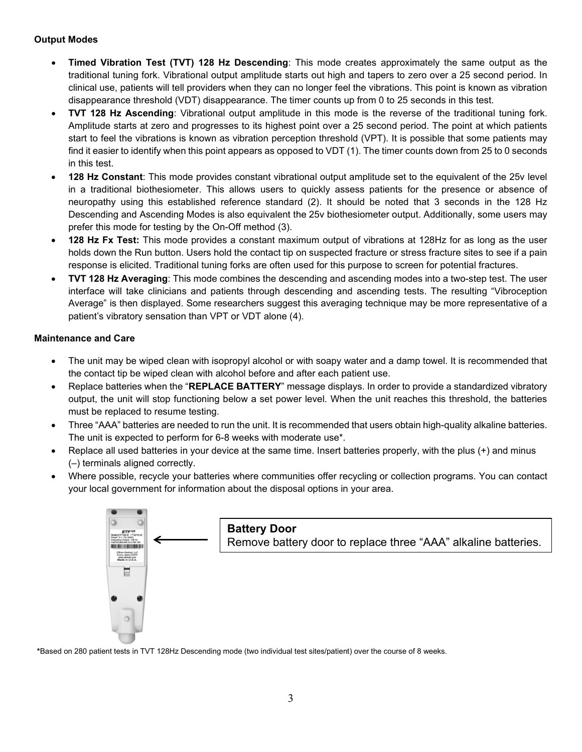**Output Modes**

- **Timed Vibration Test (TVT) 128 Hz Descending**: This mode creates approximately the same output as the traditional tuning fork. Vibrational output amplitude starts out high and tapers to zero over a 25 second period. In clinical use, patients will tell providers when they can no longer feel the vibrations. This point is known as vibration disappearance threshold (VDT) disappearance. The timer counts up from 0 to 25 seconds in this test.
- **TVT 128 Hz Ascending**: Vibrational output amplitude in this mode is the reverse of the traditional tuning fork. Amplitude starts at zero and progresses to its highest point over a 25 second period. The point at which patients start to feel the vibrations is known as vibration perception threshold (VPT). It is possible that some patients may find it easier to identify when this point appears as opposed to VDT (1). The timer counts down from 25 to 0 seconds in this test.
- **128 Hz Constant**: This mode provides constant vibrational output amplitude set to the equivalent of the 25v level in a traditional biothesiometer. This allows users to quickly assess patients for the presence or absence of neuropathy using this established reference standard (2). It should be noted that 3 seconds in the 128 Hz Descending and Ascending Modes is also equivalent the 25v biothesiometer output. Additionally, some users may prefer this mode for testing by the On-Off method (3).
- **128 Hz Fx Test:** This mode provides a constant maximum output of vibrations at 128Hz for as long as the user holds down the Run button. Users hold the contact tip on suspected fracture or stress fracture sites to see if a pain response is elicited. Traditional tuning forks are often used for this purpose to screen for potential fractures.
- **TVT 128 Hz Averaging**: This mode combines the descending and ascending modes into a two-step test. The user interface will take clinicians and patients through descending and ascending tests. The resulting "Vibroception Average" is then displayed. Some researchers suggest this averaging technique may be more representative of a patient's vibratory sensation than VPT or VDT alone (4).

**Maintenance and Care**

- The unit may be wiped clean with isopropyl alcohol or with soapy water and a damp towel. It is recommended that the contact tip be wiped clean with alcohol before and after each patient use.
- Replace batteries when the "**REPLACE BATTERY**" message displays. In order to provide a standardized vibratory output, the unit will stop functioning below a set power level. When the unit reaches this threshold, the batteries must be replaced to resume testing.
- Three "AAA" batteries are needed to run the unit. It is recommended that users obtain high-quality alkaline batteries. The unit is expected to perform for 6-8 weeks with moderate use*.
- Replace all used batteries in your device at the same time. Insert batteries properly, with the plus (+) and minus (–) terminals aligned correctly.
- Where possible, recycle your batteries where communities offer recycling or collection programs. You can contact your local government for information about the disposal options in your area.

**Battery Door**
Remove battery door to replace three "AAA" alkaline batteries.

*Based on 280 patient tests in TVT 128Hz Descending mode (two individual test sites/patient) over the course of 8 weeks.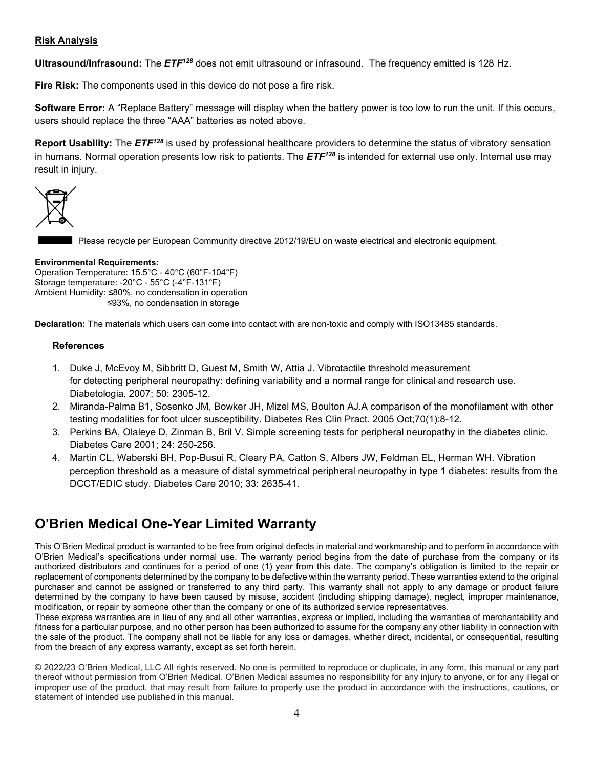**Risk Analysis**

**Ultrasound/Infrasound:** The ***ETF***[128] does not emit ultrasound or infrasound. The frequency emitted is 128 Hz.

**Fire Risk:** The components used in this device do not pose a fire risk.

**Software Error:** A "Replace Battery" message will display when the battery power is too low to run the unit. If this occurs, users should replace the three "AAA" batteries as noted above.

**Report Usability:** The ***ETF***[128] is used by professional healthcare providers to determine the status of vibratory sensation in humans. Normal operation presents low risk to patients. The ***ETF***[128] is intended for external use only. Internal use may result in injury.

Please recycle per European Community directive 2012/19/EU on waste electrical and electronic equipment.

**Environmental Requirements:**
Operation Temperature: 15.5°C - 40°C (60°F-104°F)
Storage temperature: -20°C - 55°C (-4°F-131°F)
Ambient Humidity: ≤80%, no condensation in operation
≤93%, no condensation in storage

**Declaration:** The materials which users can come into contact with are non-toxic and comply with ISO13485 standards.

**References**

1. Duke J, McEvoy M, Sibbritt D, Guest M, Smith W, Attia J. Vibrotactile threshold measurement for detecting peripheral neuropathy: defining variability and a normal range for clinical and research use. Diabetologia. 2007; 50: 2305-12.
2. Miranda-Palma B1, Sosenko JM, Bowker JH, Mizel MS, Boulton AJ.A comparison of the monofilament with other testing modalities for foot ulcer susceptibility. Diabetes Res Clin Pract. 2005 Oct;70(1):8-12.
3. Perkins BA, Olaleye D, Zinman B, Bril V. Simple screening tests for peripheral neuropathy in the diabetes clinic. Diabetes Care 2001; 24: 250-256.
4. Martin CL, Waberski BH, Pop-Busui R, Cleary PA, Catton S, Albers JW, Feldman EL, Herman WH. Vibration perception threshold as a measure of distal symmetrical peripheral neuropathy in type 1 diabetes: results from the DCCT/EDIC study. Diabetes Care 2010; 33: 2635-41.

## O'Brien Medical One-Year Limited Warranty

This O'Brien Medical product is warranted to be free from original defects in material and workmanship and to perform in accordance with O'Brien Medical's specifications under normal use. The warranty period begins from the date of purchase from the company or its authorized distributors and continues for a period of one (1) year from this date. The company's obligation is limited to the repair or replacement of components determined by the company to be defective within the warranty period. These warranties extend to the original purchaser and cannot be assigned or transferred to any third party. This warranty shall not apply to any damage or product failure determined by the company to have been caused by misuse, accident (including shipping damage), neglect, improper maintenance, modification, or repair by someone other than the company or one of its authorized service representatives.
These express warranties are in lieu of any and all other warranties, express or implied, including the warranties of merchantability and fitness for a particular purpose, and no other person has been authorized to assume for the company any other liability in connection with the sale of the product. The company shall not be liable for any loss or damages, whether direct, incidental, or consequential, resulting from the breach of any express warranty, except as set forth herein.

© 2022/23 O'Brien Medical, LLC All rights reserved. No one is permitted to reproduce or duplicate, in any form, this manual or any part thereof without permission from O'Brien Medical. O'Brien Medical assumes no responsibility for any injury to anyone, or for any illegal or improper use of the product, that may result from failure to properly use the product in accordance with the instructions, cautions, or statement of intended use published in this manual.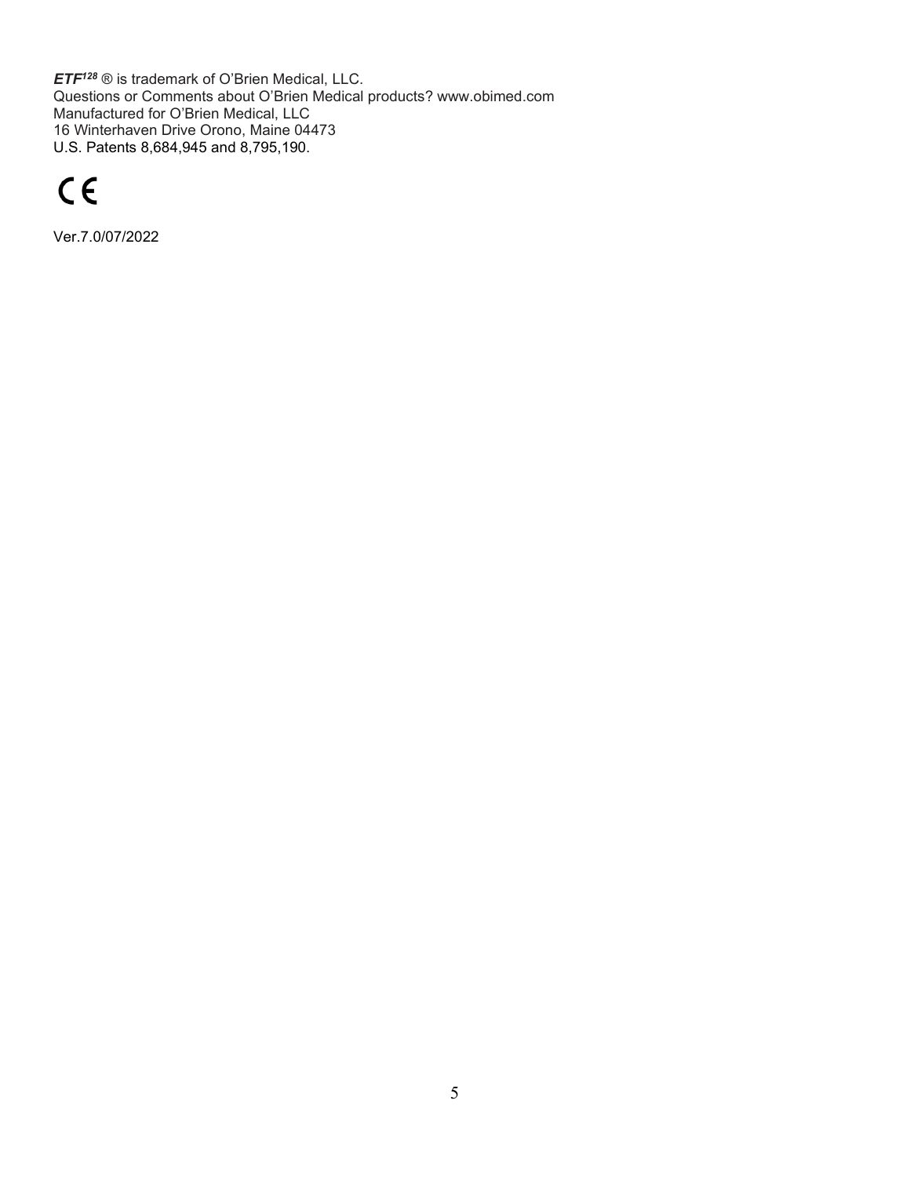***ETF*[128]** ® is trademark of O'Brien Medical, LLC.
Questions or Comments about O'Brien Medical products? www.obimed.com
Manufactured for O'Brien Medical, LLC
16 Winterhaven Drive Orono, Maine 04473
U.S. Patents 8,684,945 and 8,795,190.

CE

Ver.7.0/07/2022